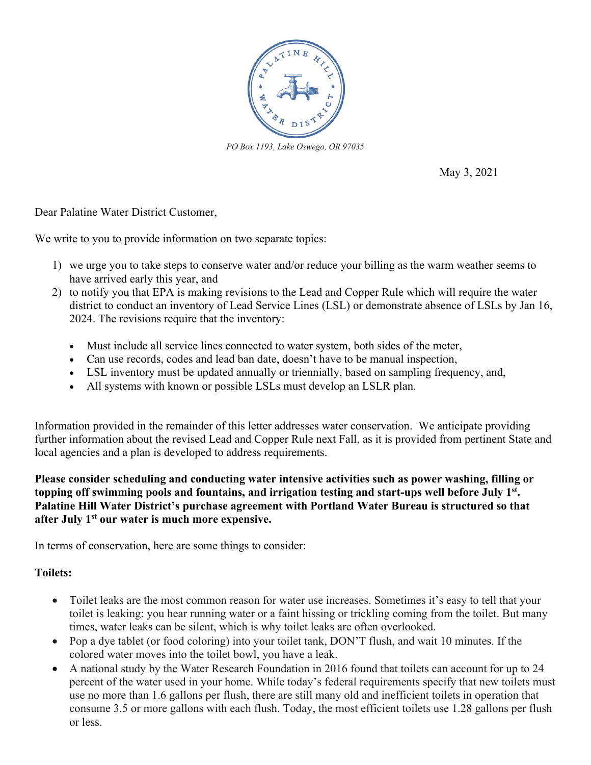PALATINE HILL WATER DISTRICT

*PO Box 1193, Lake Oswego, OR 97035*

May 3, 2021

Dear Palatine Water District Customer,

We write to you to provide information on two separate topics:

1) we urge you to take steps to conserve water and/or reduce your billing as the warm weather seems to have arrived early this year, and
2) to notify you that EPA is making revisions to the Lead and Copper Rule which will require the water district to conduct an inventory of Lead Service Lines (LSL) or demonstrate absence of LSLs by Jan 16, 2024. The revisions require that the inventory:

   - Must include all service lines connected to water system, both sides of the meter,
   - Can use records, codes and lead ban date, doesn't have to be manual inspection,
   - LSL inventory must be updated annually or triennially, based on sampling frequency, and,
   - All systems with known or possible LSLs must develop an LSLR plan.

Information provided in the remainder of this letter addresses water conservation. We anticipate providing further information about the revised Lead and Copper Rule next Fall, as it is provided from pertinent State and local agencies and a plan is developed to address requirements.

**Please consider scheduling and conducting water intensive activities such as power washing, filling or topping off swimming pools and fountains, and irrigation testing and start-ups well before July 1st. Palatine Hill Water District's purchase agreement with Portland Water Bureau is structured so that after July 1st our water is much more expensive.**

In terms of conservation, here are some things to consider:

**Toilets:**

- Toilet leaks are the most common reason for water use increases. Sometimes it's easy to tell that your toilet is leaking: you hear running water or a faint hissing or trickling coming from the toilet. But many times, water leaks can be silent, which is why toilet leaks are often overlooked.
- Pop a dye tablet (or food coloring) into your toilet tank, DON'T flush, and wait 10 minutes. If the colored water moves into the toilet bowl, you have a leak.
- A national study by the Water Research Foundation in 2016 found that toilets can account for up to 24 percent of the water used in your home. While today's federal requirements specify that new toilets must use no more than 1.6 gallons per flush, there are still many old and inefficient toilets in operation that consume 3.5 or more gallons with each flush. Today, the most efficient toilets use 1.28 gallons per flush or less.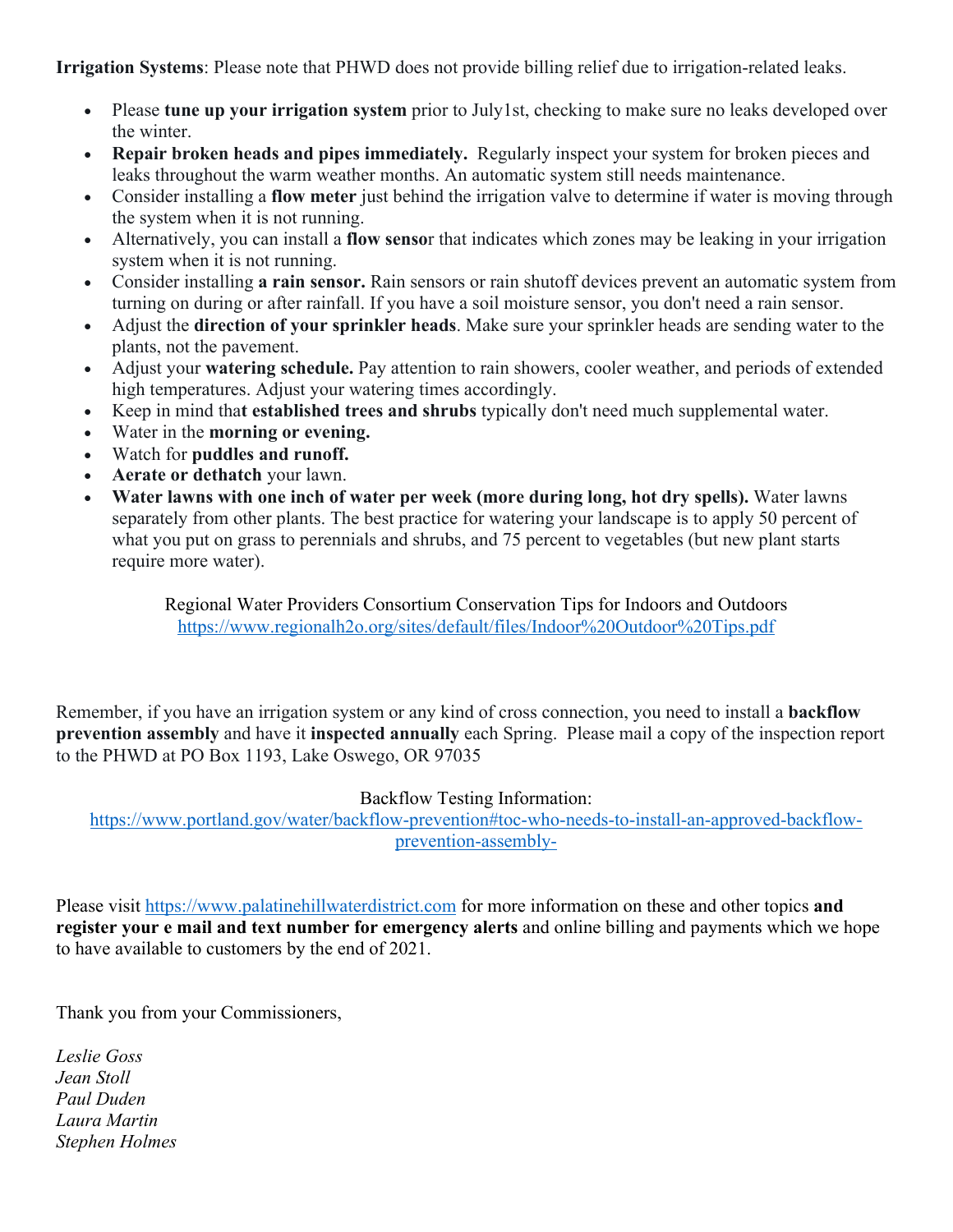**Irrigation Systems**: Please note that PHWD does not provide billing relief due to irrigation-related leaks.

- Please **tune up your irrigation system** prior to July1st, checking to make sure no leaks developed over the winter.
- **Repair broken heads and pipes immediately.** Regularly inspect your system for broken pieces and leaks throughout the warm weather months. An automatic system still needs maintenance.
- Consider installing a **flow meter** just behind the irrigation valve to determine if water is moving through the system when it is not running.
- Alternatively, you can install a **flow sensor** that indicates which zones may be leaking in your irrigation system when it is not running.
- Consider installing **a rain sensor.** Rain sensors or rain shutoff devices prevent an automatic system from turning on during or after rainfall. If you have a soil moisture sensor, you don't need a rain sensor.
- Adjust the **direction of your sprinkler heads**. Make sure your sprinkler heads are sending water to the plants, not the pavement.
- Adjust your **watering schedule.** Pay attention to rain showers, cooler weather, and periods of extended high temperatures. Adjust your watering times accordingly.
- Keep in mind that **established trees and shrubs** typically don't need much supplemental water.
- Water in the **morning or evening.**
- Watch for **puddles and runoff.**
- **Aerate or dethatch** your lawn.
- **Water lawns with one inch of water per week (more during long, hot dry spells).** Water lawns separately from other plants. The best practice for watering your landscape is to apply 50 percent of what you put on grass to perennials and shrubs, and 75 percent to vegetables (but new plant starts require more water).

Regional Water Providers Consortium Conservation Tips for Indoors and Outdoors
https://www.regionalh2o.org/sites/default/files/Indoor%20Outdoor%20Tips.pdf

Remember, if you have an irrigation system or any kind of cross connection, you need to install a **backflow prevention assembly** and have it **inspected annually** each Spring. Please mail a copy of the inspection report to the PHWD at PO Box 1193, Lake Oswego, OR 97035

Backflow Testing Information:
https://www.portland.gov/water/backflow-prevention#toc-who-needs-to-install-an-approved-backflow-prevention-assembly-

Please visit https://www.palatinehillwaterdistrict.com for more information on these and other topics **and register your e mail and text number for emergency alerts** and online billing and payments which we hope to have available to customers by the end of 2021.

Thank you from your Commissioners,

*Leslie Goss*
*Jean Stoll*
*Paul Duden*
*Laura Martin*
*Stephen Holmes*